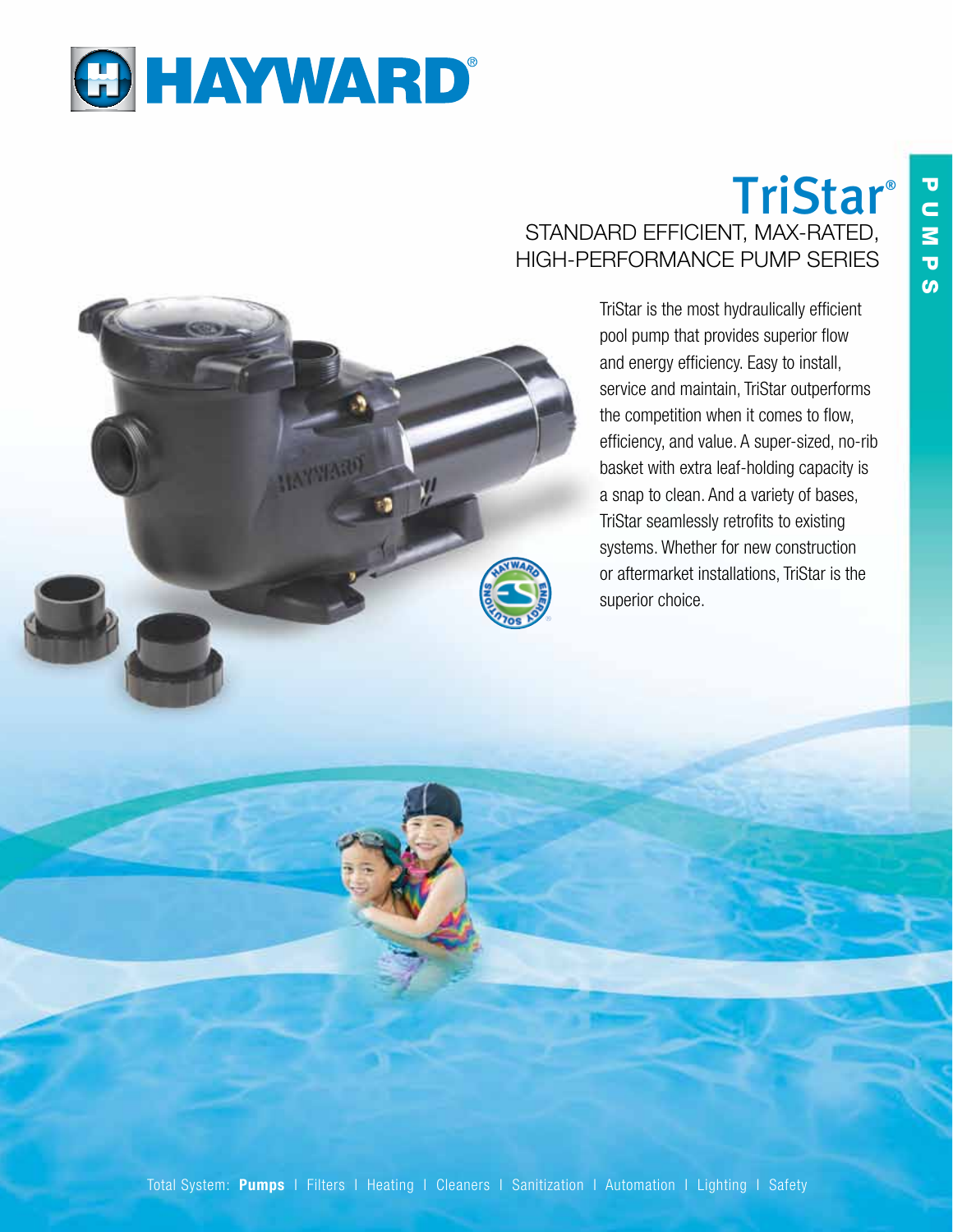# HAYWARD®

PUMPS

## TriStar®

### STANDARD EFFICIENT, MAX-RATED, HIGH-PERFORMANCE PUMP SERIES

TriStar is the most hydraulically efficient pool pump that provides superior flow and energy efficiency. Easy to install, service and maintain, TriStar outperforms the competition when it comes to flow, efficiency, and value. A super-sized, no-rib basket with extra leaf-holding capacity is a snap to clean. And a variety of bases, TriStar seamlessly retrofits to existing systems. Whether for new construction or aftermarket installations, TriStar is the superior choice.

Total System: **Pumps** | Filters | Heating | Cleaners | Sanitization | Automation | Lighting | Safety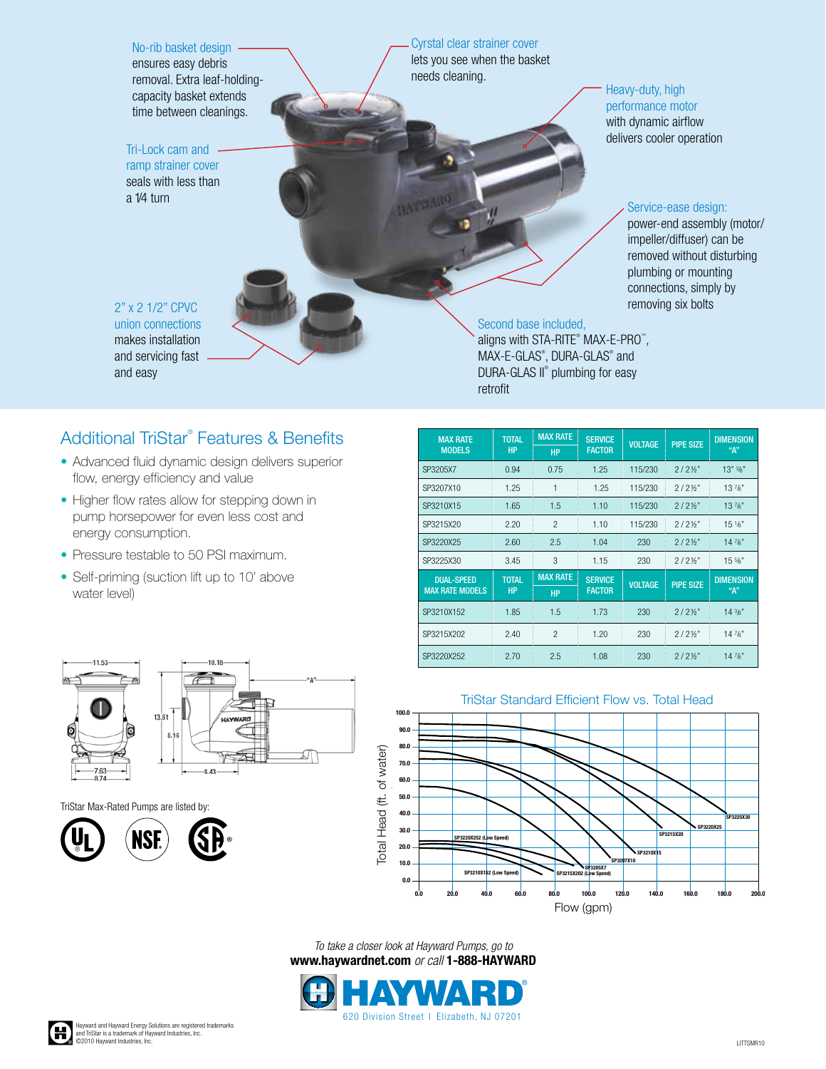**No-rib basket design** ensures easy debris removal. Extra leaf-holding-capacity basket extends time between cleanings.

**Cyrstal clear strainer cover** lets you see when the basket needs cleaning.

**Heavy-duty, high performance motor** with dynamic airflow delivers cooler operation

**Tri-Lock cam and ramp strainer cover** seals with less than a 1/4 turn

**Service-ease design:** power-end assembly (motor/impeller/diffuser) can be removed without disturbing plumbing or mounting connections, simply by removing six bolts

**2" x 2 1/2" CPVC union connections** makes installation and servicing fast and easy

**Second base included,** aligns with STA-RITE® MAX-E-PRO™, MAX-E-GLAS®, DURA-GLAS® and DURA-GLAS II® plumbing for easy retrofit

## Additional TriStar® Features & Benefits

- Advanced fluid dynamic design delivers superior flow, energy efficiency and value
- Higher flow rates allow for stepping down in pump horsepower for even less cost and energy consumption.
- Pressure testable to 50 PSI maximum.
- Self-priming (suction lift up to 10' above water level)

| MAX RATE MODELS | TOTAL HP | MAX RATE HP | SERVICE FACTOR | VOLTAGE | PIPE SIZE | DIMENSION "A" |
|---|---|---|---|---|---|---|
| SP3205X7 | 0.94 | 0.75 | 1.25 | 115/230 | 2 / 2½" | 13" ⅜" |
| SP3207X10 | 1.25 | 1 | 1.25 | 115/230 | 2 / 2½" | 13 ⅞" |
| SP3210X15 | 1.65 | 1.5 | 1.10 | 115/230 | 2 / 2½" | 13 ⅞" |
| SP3215X20 | 2.20 | 2 | 1.10 | 115/230 | 2 / 2½" | 15 ⅛" |
| SP3220X25 | 2.60 | 2.5 | 1.04 | 230 | 2 / 2½" | 14 ⅞" |
| SP3225X30 | 3.45 | 3 | 1.15 | 230 | 2 / 2½" | 15 ⅝" |
| **DUAL-SPEED MAX RATE MODELS** | **TOTAL HP** | **MAX RATE HP** | **SERVICE FACTOR** | **VOLTAGE** | **PIPE SIZE** | **DIMENSION "A"** |
| SP3210X152 | 1.85 | 1.5 | 1.73 | 230 | 2 / 2½" | 14 ⅜" |
| SP3215X202 | 2.40 | 2 | 1.20 | 230 | 2 / 2½" | 14 ⅞" |
| SP3220X252 | 2.70 | 2.5 | 1.08 | 230 | 2 / 2½" | 14 ⅞" |

11.53
10.18
"A"
13.61
8.16
7.63
8.74
8.43
HAYWARD

TriStar Max-Rated Pumps are listed by:

### TriStar Standard Efficient Flow vs. Total Head

Total Head (ft. of water)
100.0
90.0
80.0
70.0
60.0
50.0
40.0
30.0
20.0
10.0
0.0

Flow (gpm)
0.0
20.0
40.0
60.0
80.0
100.0
120.0
140.0
160.0
180.0
200.0

SP3225X30
SP3220X25
SP3215X20
SP3210X15
SP3207X10
SP3205X7
SP3220X252 (Low Speed)
SP3210X152 (Low Speed)
SP3215X202 (Low Speed)

*To take a closer look at Hayward Pumps, go to* **www.haywardnet.com** *or call* **1-888-HAYWARD**

**HAYWARD®**
620 Division Street | Elizabeth, NJ 07201

Hayward and Hayward Energy Solutions are registered trademarks and TriStar is a trademark of Hayward Industries, Inc.
©2010 Hayward Industries, Inc.

LITTSMR10